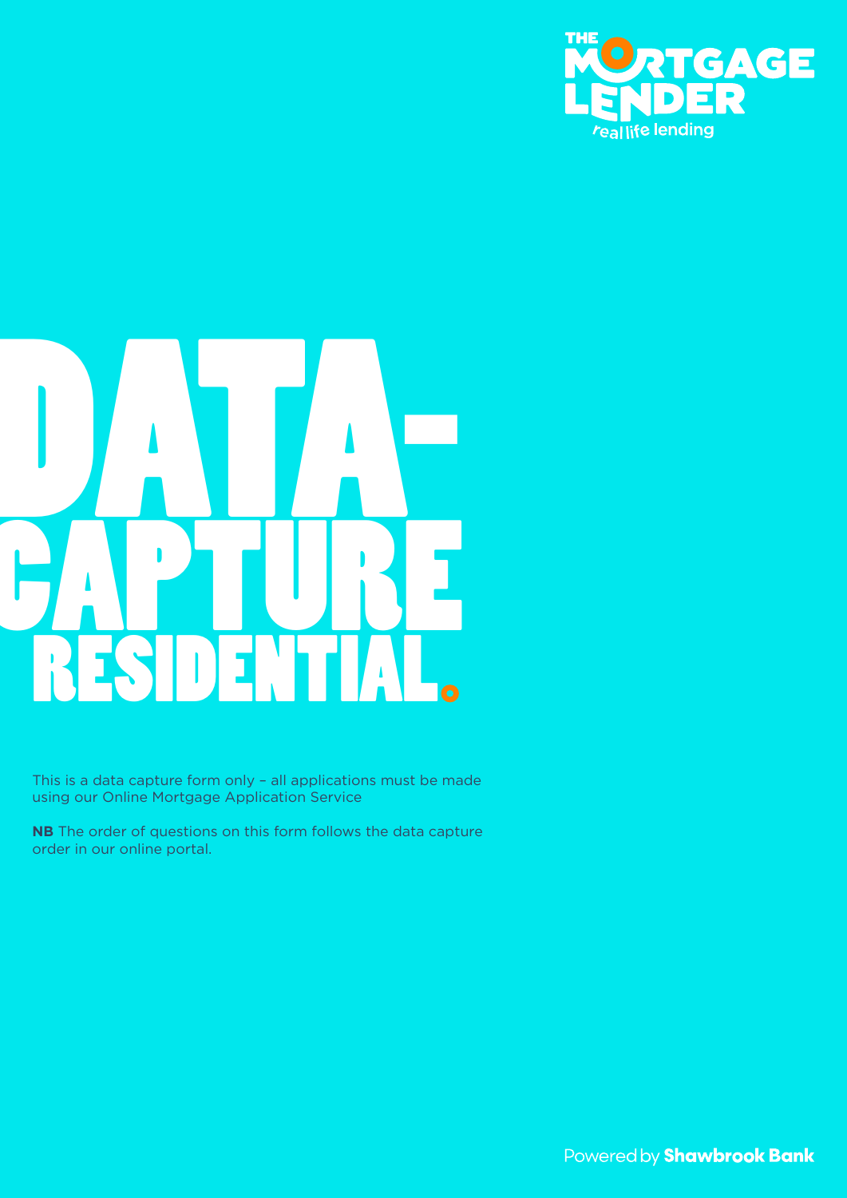THE MORTGAGE LENDER

real life lending

# DATA-CAPTURE RESIDENTIAL.

This is a data capture form only – all applications must be made using our Online Mortgage Application Service

**NB** The order of questions on this form follows the data capture order in our online portal.

Powered by **Shawbrook Bank**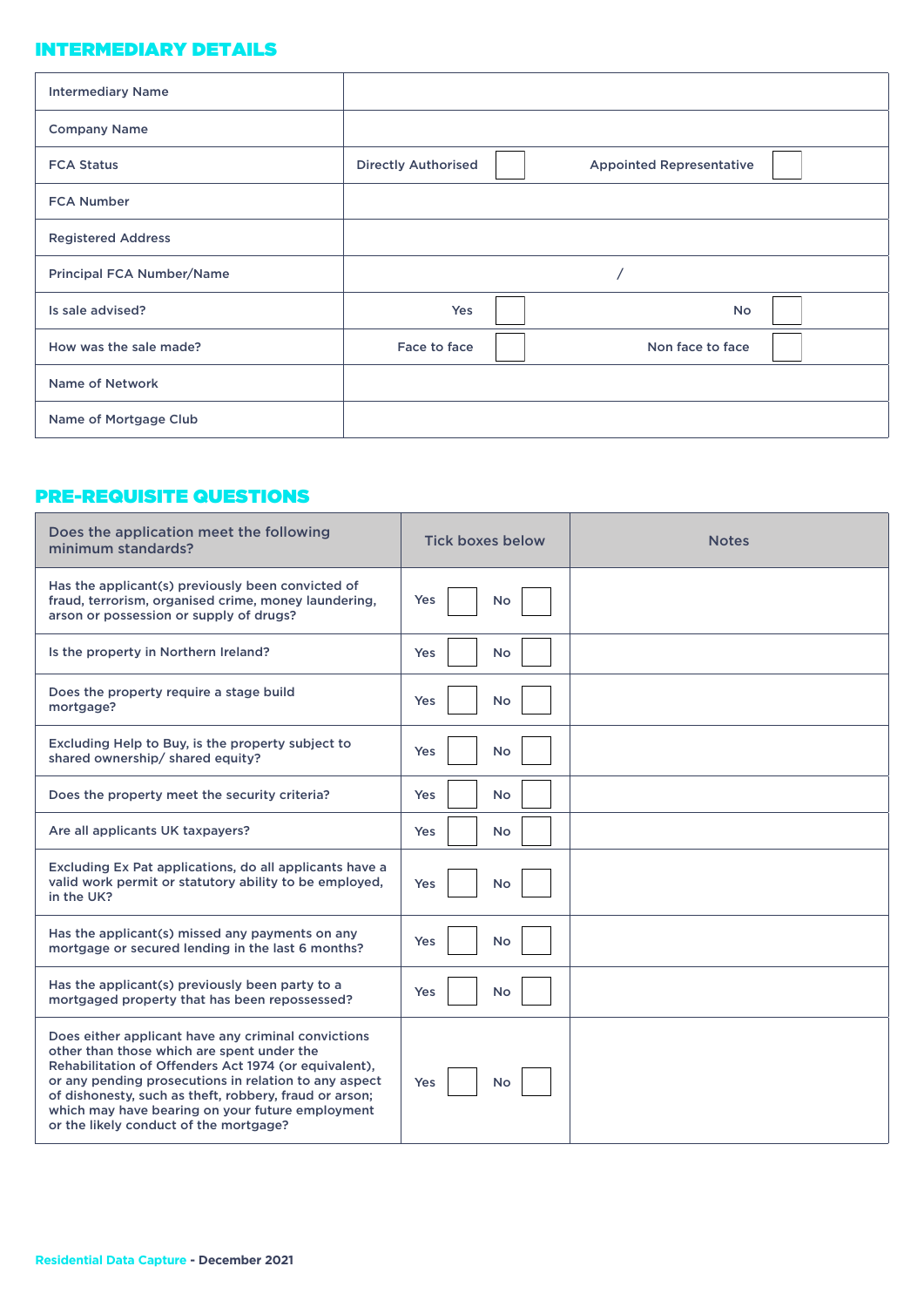## INTERMEDIARY DETAILS

| | | | | |
|---|---|---|---|---|
| Intermediary Name | | | | |
| Company Name | | | | |
| FCA Status | Directly Authorised | ☐ | Appointed Representative | ☐ |
| FCA Number | | | | |
| Registered Address | | | | |
| Principal FCA Number/Name | / | | | |
| Is sale advised? | Yes | ☐ | No | ☐ |
| How was the sale made? | Face to face | ☐ | Non face to face | ☐ |
| Name of Network | | | | |
| Name of Mortgage Club | | | | |

## PRE-REQUISITE QUESTIONS

| Does the application meet the following minimum standards? | Tick boxes below | Notes |
|---|---|---|
| Has the applicant(s) previously been convicted of fraud, terrorism, organised crime, money laundering, arson or possession or supply of drugs? | Yes ☐ No ☐ | |
| Is the property in Northern Ireland? | Yes ☐ No ☐ | |
| Does the property require a stage build mortgage? | Yes ☐ No ☐ | |
| Excluding Help to Buy, is the property subject to shared ownership/ shared equity? | Yes ☐ No ☐ | |
| Does the property meet the security criteria? | Yes ☐ No ☐ | |
| Are all applicants UK taxpayers? | Yes ☐ No ☐ | |
| Excluding Ex Pat applications, do all applicants have a valid work permit or statutory ability to be employed, in the UK? | Yes ☐ No ☐ | |
| Has the applicant(s) missed any payments on any mortgage or secured lending in the last 6 months? | Yes ☐ No ☐ | |
| Has the applicant(s) previously been party to a mortgaged property that has been repossessed? | Yes ☐ No ☐ | |
| Does either applicant have any criminal convictions other than those which are spent under the Rehabilitation of Offenders Act 1974 (or equivalent), or any pending prosecutions in relation to any aspect of dishonesty, such as theft, robbery, fraud or arson; which may have bearing on your future employment or the likely conduct of the mortgage? | Yes ☐ No ☐ | |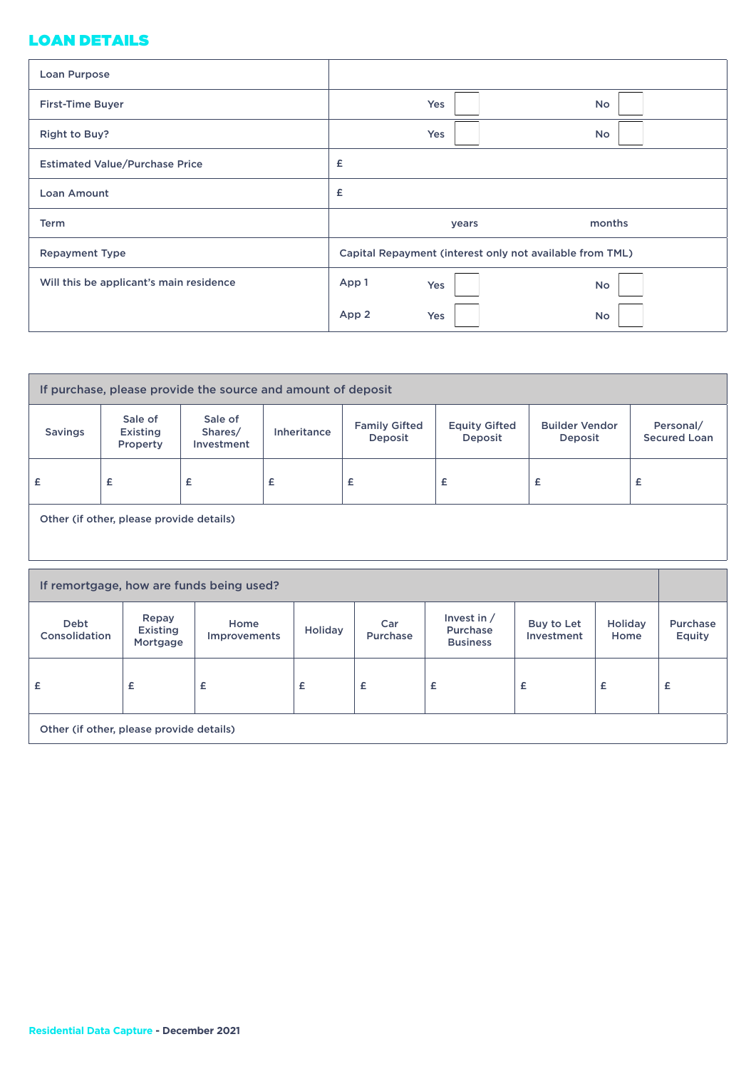## LOAN DETAILS

| | | | | |
|---|---|---|---|---|
| Loan Purpose | | | | |
| First-Time Buyer | | Yes | | No |
| Right to Buy? | | Yes | | No |
| Estimated Value/Purchase Price | £ | | | |
| Loan Amount | £ | | | |
| Term | | years | | months |
| Repayment Type | Capital Repayment (interest only not available from TML) | | | |
| Will this be applicant's main residence | App 1 | Yes | | No |
| | App 2 | Yes | | No |

| If purchase, please provide the source and amount of deposit | | | | | | | |
|---|---|---|---|---|---|---|---|
| Savings | Sale of Existing Property | Sale of Shares/ Investment | Inheritance | Family Gifted Deposit | Equity Gifted Deposit | Builder Vendor Deposit | Personal/ Secured Loan |
| £ | £ | £ | £ | £ | £ | £ | £ |
| Other (if other, please provide details) | | | | | | | |

| If remortgage, how are funds being used? | | | | | | | | |
|---|---|---|---|---|---|---|---|---|
| Debt Consolidation | Repay Existing Mortgage | Home Improvements | Holiday | Car Purchase | Invest in / Purchase Business | Buy to Let Investment | Holiday Home | Purchase Equity |
| £ | £ | £ | £ | £ | £ | £ | £ | £ |
| Other (if other, please provide details) | | | | | | | | |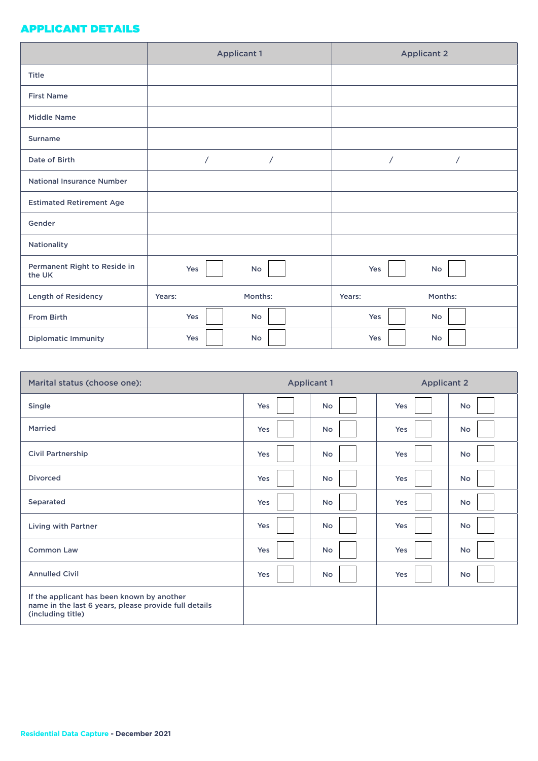## APPLICANT DETAILS

| | Applicant 1 | Applicant 2 |
|---|---|---|
| Title | | |
| First Name | | |
| Middle Name | | |
| Surname | | |
| Date of Birth | / / | / / |
| National Insurance Number | | |
| Estimated Retirement Age | | |
| Gender | | |
| Nationality | | |
| Permanent Right to Reside in the UK | Yes ☐ No ☐ | Yes ☐ No ☐ |
| Length of Residency | Years: Months: | Years: Months: |
| From Birth | Yes ☐ No ☐ | Yes ☐ No ☐ |
| Diplomatic Immunity | Yes ☐ No ☐ | Yes ☐ No ☐ |

| Marital status (choose one): | Applicant 1 | | Applicant 2 | |
|---|---|---|---|---|
| Single | Yes ☐ | No ☐ | Yes ☐ | No ☐ |
| Married | Yes ☐ | No ☐ | Yes ☐ | No ☐ |
| Civil Partnership | Yes ☐ | No ☐ | Yes ☐ | No ☐ |
| Divorced | Yes ☐ | No ☐ | Yes ☐ | No ☐ |
| Separated | Yes ☐ | No ☐ | Yes ☐ | No ☐ |
| Living with Partner | Yes ☐ | No ☐ | Yes ☐ | No ☐ |
| Common Law | Yes ☐ | No ☐ | Yes ☐ | No ☐ |
| Annulled Civil | Yes ☐ | No ☐ | Yes ☐ | No ☐ |
| If the applicant has been known by another name in the last 6 years, please provide full details (including title) | | | | |

**Residential Data Capture - December 2021**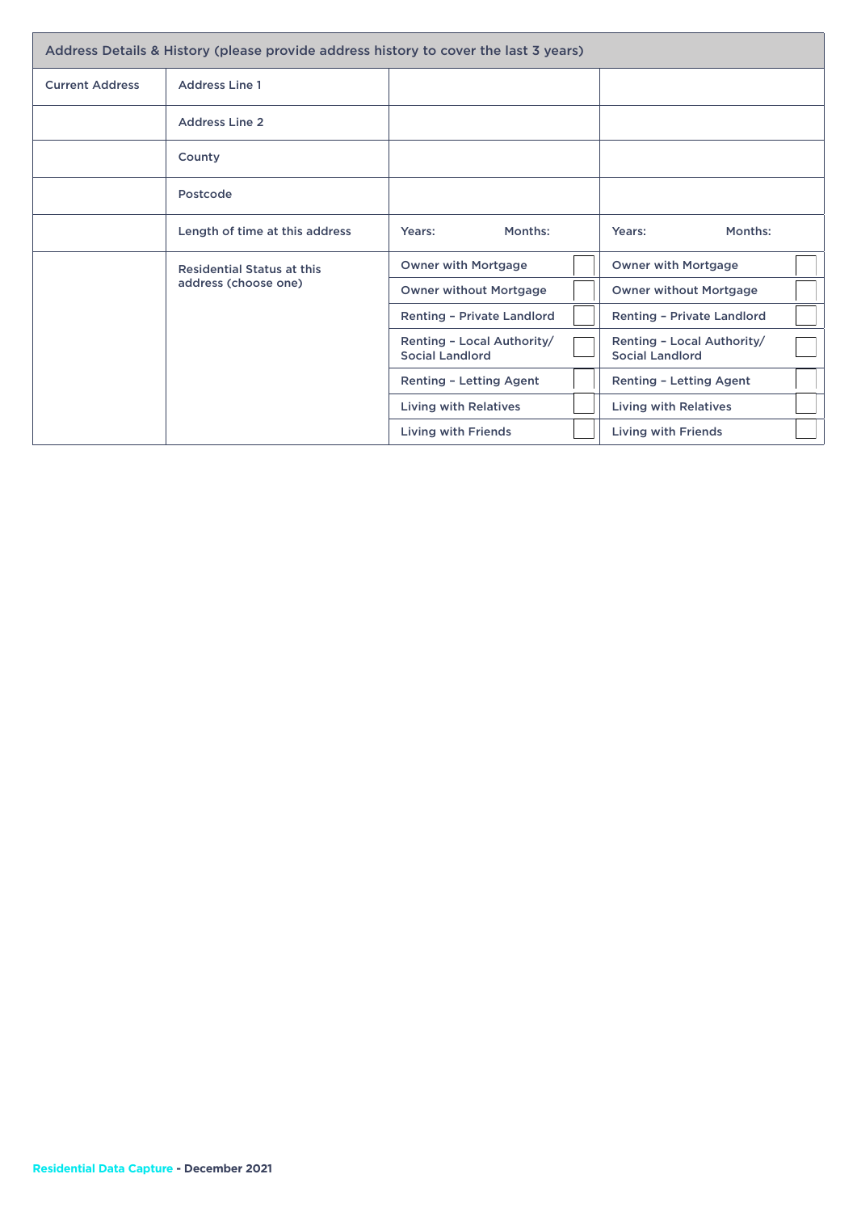| Address Details & History (please provide address history to cover the last 3 years) | | | |
|---|---|---|---|
| Current Address | Address Line 1 | | |
| | Address Line 2 | | |
| | County | | |
| | Postcode | | |
| | Length of time at this address | Years: Months: | Years: Months: |
| | Residential Status at this address (choose one) | Owner with Mortgage ☐ | Owner with Mortgage ☐ |
| | | Owner without Mortgage ☐ | Owner without Mortgage ☐ |
| | | Renting – Private Landlord ☐ | Renting – Private Landlord ☐ |
| | | Renting – Local Authority/ Social Landlord ☐ | Renting – Local Authority/ Social Landlord ☐ |
| | | Renting – Letting Agent ☐ | Renting – Letting Agent ☐ |
| | | Living with Relatives ☐ | Living with Relatives ☐ |
| | | Living with Friends ☐ | Living with Friends ☐ |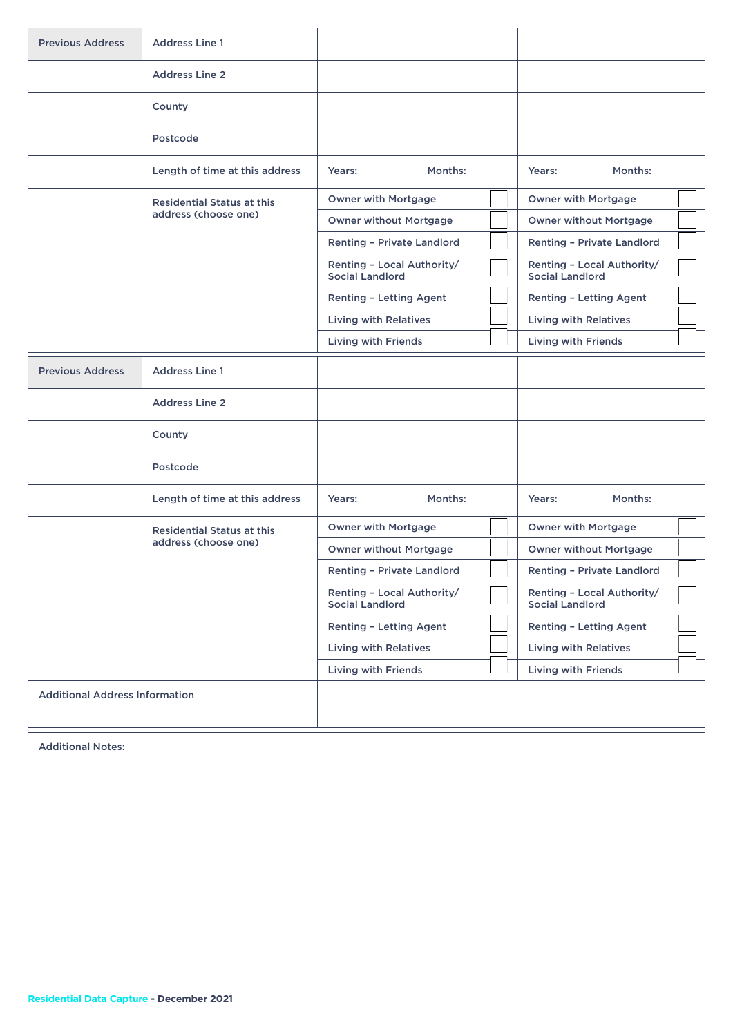| Previous Address | Address Line 1 | | |
|---|---|---|---|
| | Address Line 2 | | |
| | County | | |
| | Postcode | | |
| | Length of time at this address | Years: Months: | Years: Months: |
| | Residential Status at this address (choose one) | Owner with Mortgage ☐ | Owner with Mortgage ☐ |
| | | Owner without Mortgage ☐ | Owner without Mortgage ☐ |
| | | Renting – Private Landlord ☐ | Renting – Private Landlord ☐ |
| | | Renting – Local Authority/ Social Landlord ☐ | Renting – Local Authority/ Social Landlord ☐ |
| | | Renting – Letting Agent ☐ | Renting – Letting Agent ☐ |
| | | Living with Relatives ☐ | Living with Relatives ☐ |
| | | Living with Friends ☐ | Living with Friends ☐ |

| Previous Address | Address Line 1 | | |
|---|---|---|---|
| | Address Line 2 | | |
| | County | | |
| | Postcode | | |
| | Length of time at this address | Years: Months: | Years: Months: |
| | Residential Status at this address (choose one) | Owner with Mortgage ☐ | Owner with Mortgage ☐ |
| | | Owner without Mortgage ☐ | Owner without Mortgage ☐ |
| | | Renting – Private Landlord ☐ | Renting – Private Landlord ☐ |
| | | Renting – Local Authority/ Social Landlord ☐ | Renting – Local Authority/ Social Landlord ☐ |
| | | Renting – Letting Agent ☐ | Renting – Letting Agent ☐ |
| | | Living with Relatives ☐ | Living with Relatives ☐ |
| | | Living with Friends ☐ | Living with Friends ☐ |
| Additional Address Information | | | |

Additional Notes:

Residential Data Capture - December 2021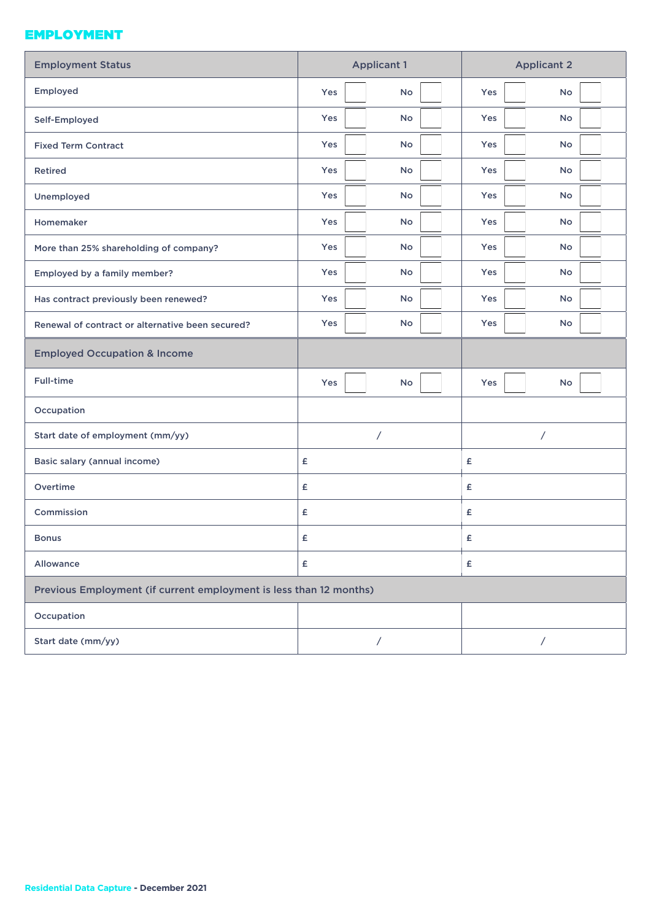## EMPLOYMENT

| Employment Status | Applicant 1 | Applicant 2 |
|---|---|---|
| Employed | Yes ☐ No ☐ | Yes ☐ No ☐ |
| Self-Employed | Yes ☐ No ☐ | Yes ☐ No ☐ |
| Fixed Term Contract | Yes ☐ No ☐ | Yes ☐ No ☐ |
| Retired | Yes ☐ No ☐ | Yes ☐ No ☐ |
| Unemployed | Yes ☐ No ☐ | Yes ☐ No ☐ |
| Homemaker | Yes ☐ No ☐ | Yes ☐ No ☐ |
| More than 25% shareholding of company? | Yes ☐ No ☐ | Yes ☐ No ☐ |
| Employed by a family member? | Yes ☐ No ☐ | Yes ☐ No ☐ |
| Has contract previously been renewed? | Yes ☐ No ☐ | Yes ☐ No ☐ |
| Renewal of contract or alternative been secured? | Yes ☐ No ☐ | Yes ☐ No ☐ |
| **Employed Occupation & Income** | | |
| Full-time | Yes ☐ No ☐ | Yes ☐ No ☐ |
| Occupation | | |
| Start date of employment (mm/yy) | / | / |
| Basic salary (annual income) | £ | £ |
| Overtime | £ | £ |
| Commission | £ | £ |
| Bonus | £ | £ |
| Allowance | £ | £ |
| **Previous Employment (if current employment is less than 12 months)** | | |
| Occupation | | |
| Start date (mm/yy) | / | / |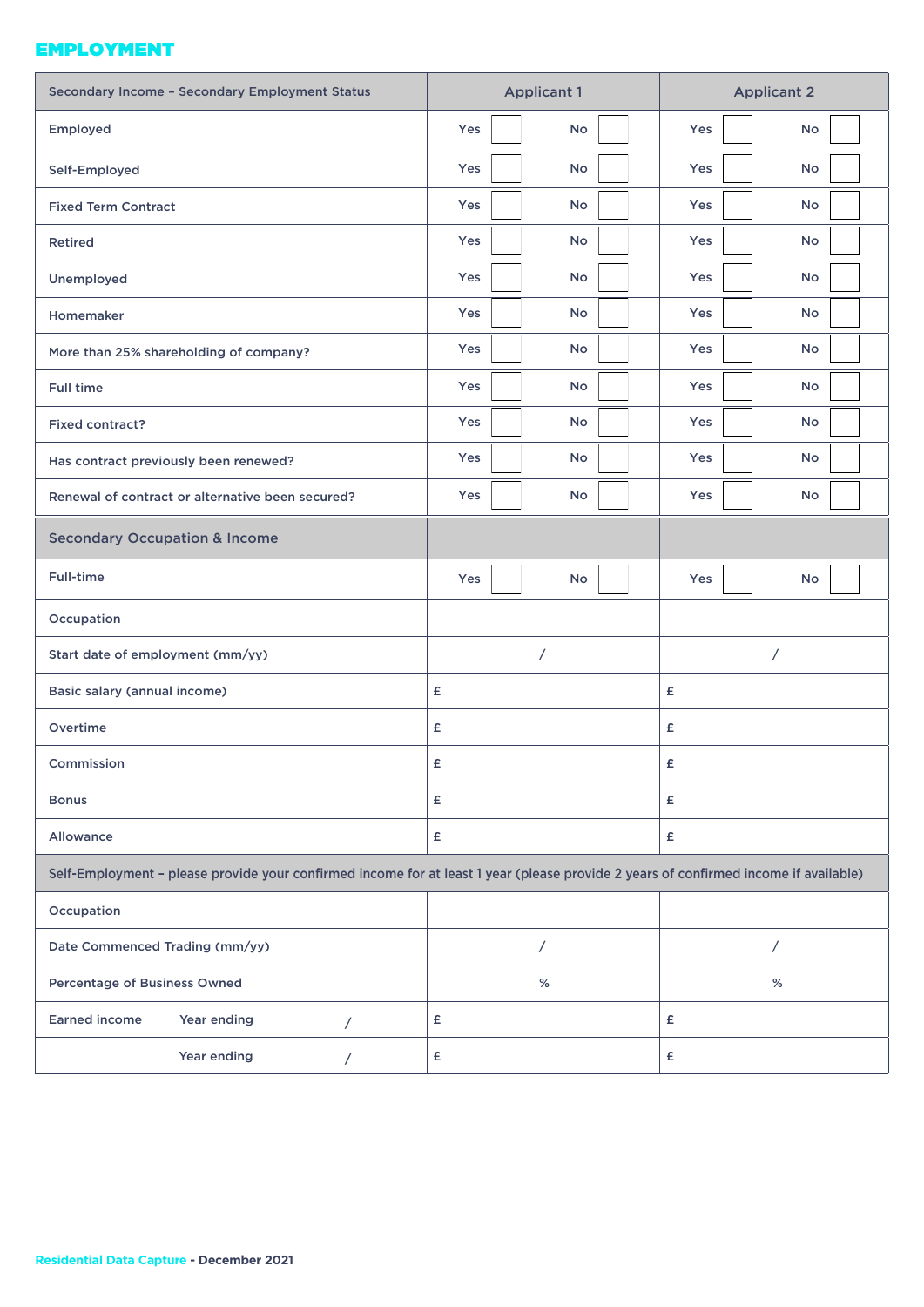## EMPLOYMENT

| Secondary Income – Secondary Employment Status | Applicant 1 | | Applicant 2 | |
|---|---|---|---|---|
| Employed | Yes ☐ | No ☐ | Yes ☐ | No ☐ |
| Self-Employed | Yes ☐ | No ☐ | Yes ☐ | No ☐ |
| Fixed Term Contract | Yes ☐ | No ☐ | Yes ☐ | No ☐ |
| Retired | Yes ☐ | No ☐ | Yes ☐ | No ☐ |
| Unemployed | Yes ☐ | No ☐ | Yes ☐ | No ☐ |
| Homemaker | Yes ☐ | No ☐ | Yes ☐ | No ☐ |
| More than 25% shareholding of company? | Yes ☐ | No ☐ | Yes ☐ | No ☐ |
| Full time | Yes ☐ | No ☐ | Yes ☐ | No ☐ |
| Fixed contract? | Yes ☐ | No ☐ | Yes ☐ | No ☐ |
| Has contract previously been renewed? | Yes ☐ | No ☐ | Yes ☐ | No ☐ |
| Renewal of contract or alternative been secured? | Yes ☐ | No ☐ | Yes ☐ | No ☐ |
| **Secondary Occupation & Income** | | | | |
| Full-time | Yes ☐ | No ☐ | Yes ☐ | No ☐ |
| Occupation | | | | |
| Start date of employment (mm/yy) | / | | / | |
| Basic salary (annual income) | £ | | £ | |
| Overtime | £ | | £ | |
| Commission | £ | | £ | |
| Bonus | £ | | £ | |
| Allowance | £ | | £ | |
| **Self-Employment – please provide your confirmed income for at least 1 year (please provide 2 years of confirmed income if available)** | | | | |
| Occupation | | | | |
| Date Commenced Trading (mm/yy) | / | | / | |
| Percentage of Business Owned | % | | % | |
| Earned income Year ending / | £ | | £ | |
| Year ending / | £ | | £ | |

Residential Data Capture - December 2021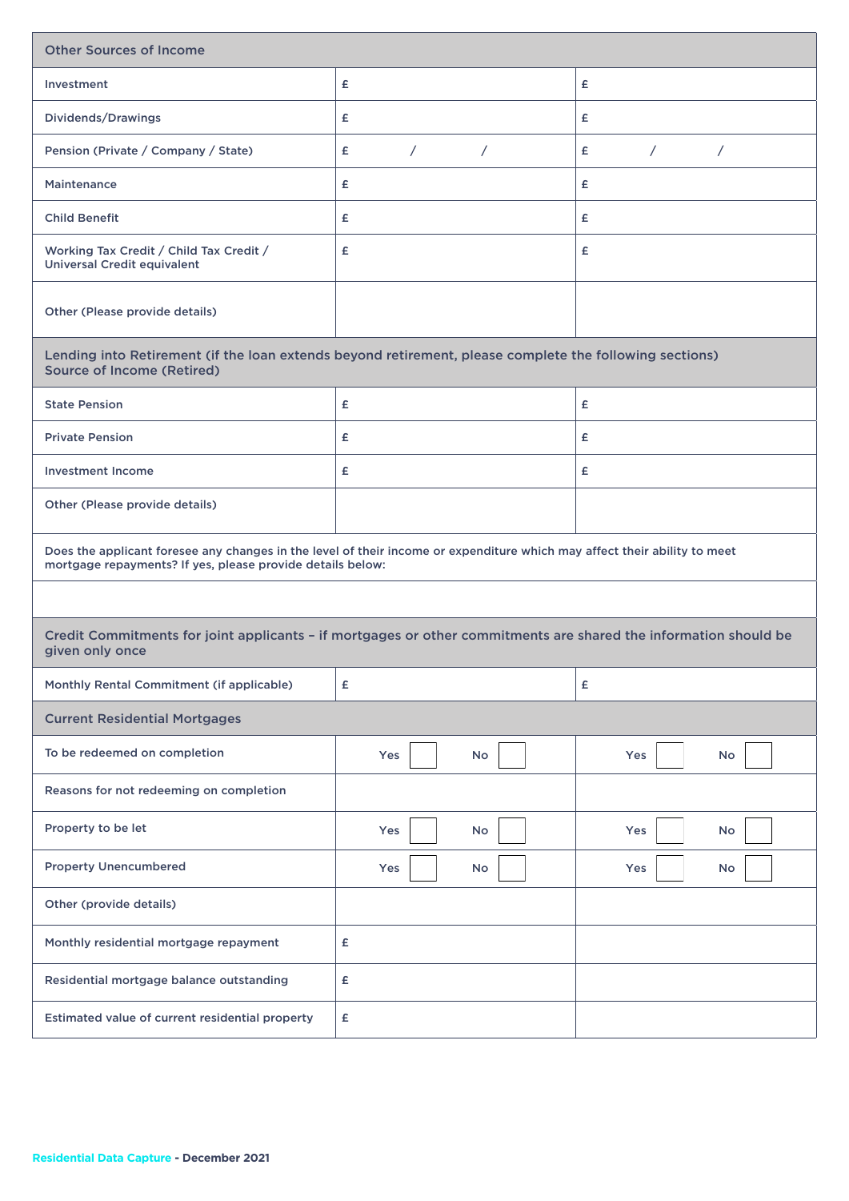| Other Sources of Income | | |
|---|---|---|
| Investment | £ | £ |
| Dividends/Drawings | £ | £ |
| Pension (Private / Company / State) | £ / / | £ / / |
| Maintenance | £ | £ |
| Child Benefit | £ | £ |
| Working Tax Credit / Child Tax Credit / Universal Credit equivalent | £ | £ |
| Other (Please provide details) | | |

| Lending into Retirement (if the loan extends beyond retirement, please complete the following sections) Source of Income (Retired) | | |
|---|---|---|
| State Pension | £ | £ |
| Private Pension | £ | £ |
| Investment Income | £ | £ |
| Other (Please provide details) | | |

| Does the applicant foresee any changes in the level of their income or expenditure which may affect their ability to meet mortgage repayments? If yes, please provide details below: |
|---|
| |

| Credit Commitments for joint applicants – if mortgages or other commitments are shared the information should be given only once | | |
|---|---|---|
| Monthly Rental Commitment (if applicable) | £ | £ |
| **Current Residential Mortgages** | | |
| To be redeemed on completion | Yes ☐ No ☐ | Yes ☐ No ☐ |
| Reasons for not redeeming on completion | | |
| Property to be let | Yes ☐ No ☐ | Yes ☐ No ☐ |
| Property Unencumbered | Yes ☐ No ☐ | Yes ☐ No ☐ |
| Other (provide details) | | |
| Monthly residential mortgage repayment | £ | |
| Residential mortgage balance outstanding | £ | |
| Estimated value of current residential property | £ | |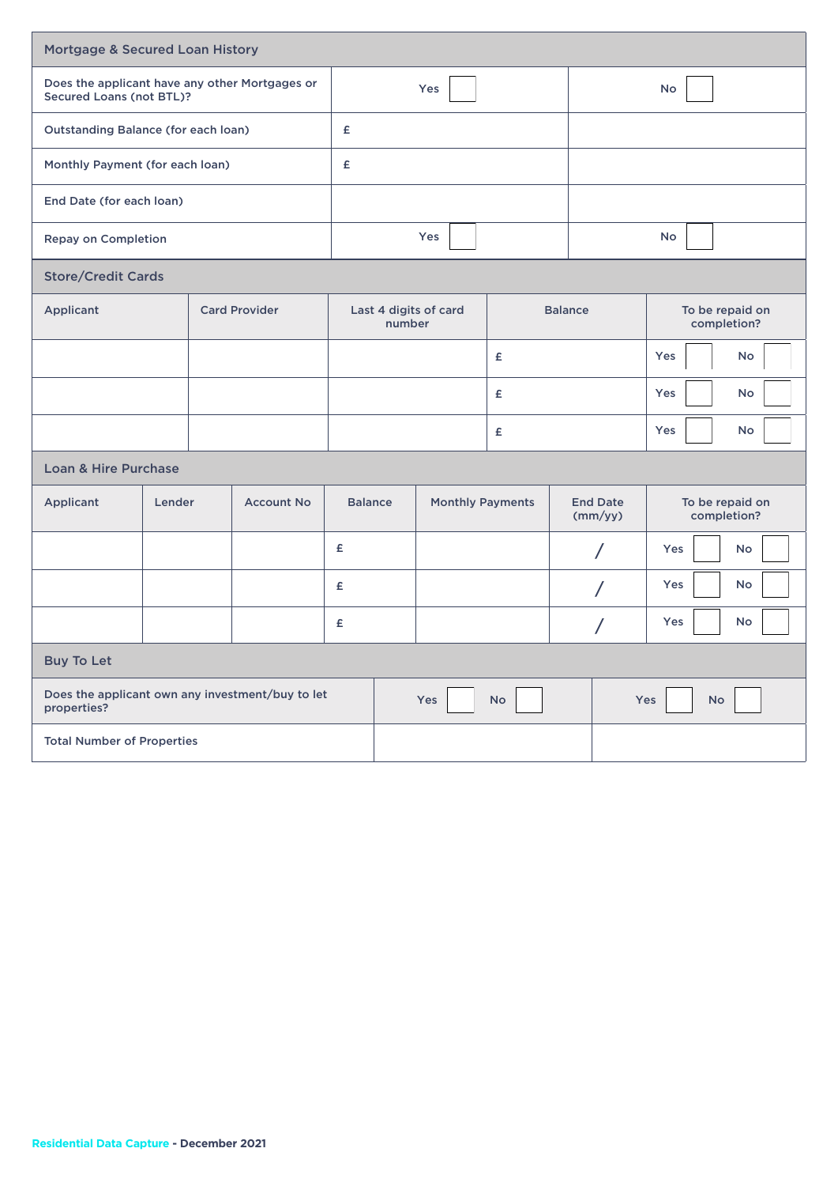## Mortgage & Secured Loan History

| | | |
|---|---|---|
| Does the applicant have any other Mortgages or Secured Loans (not BTL)? | Yes ☐ | No ☐ |
| Outstanding Balance (for each loan) | £ | |
| Monthly Payment (for each loan) | £ | |
| End Date (for each loan) | | |
| Repay on Completion | Yes ☐ | No ☐ |

## Store/Credit Cards

| Applicant | Card Provider | Last 4 digits of card number | Balance | To be repaid on completion? |
|---|---|---|---|---|
| | | | £ | Yes ☐ No ☐ |
| | | | £ | Yes ☐ No ☐ |
| | | | £ | Yes ☐ No ☐ |

## Loan & Hire Purchase

| Applicant | Lender | Account No | Balance | Monthly Payments | End Date (mm/yy) | To be repaid on completion? |
|---|---|---|---|---|---|---|
| | | | £ | | / | Yes ☐ No ☐ |
| | | | £ | | / | Yes ☐ No ☐ |
| | | | £ | | / | Yes ☐ No ☐ |

## Buy To Let

| | | |
|---|---|---|
| Does the applicant own any investment/buy to let properties? | Yes ☐ No ☐ | Yes ☐ No ☐ |
| Total Number of Properties | | |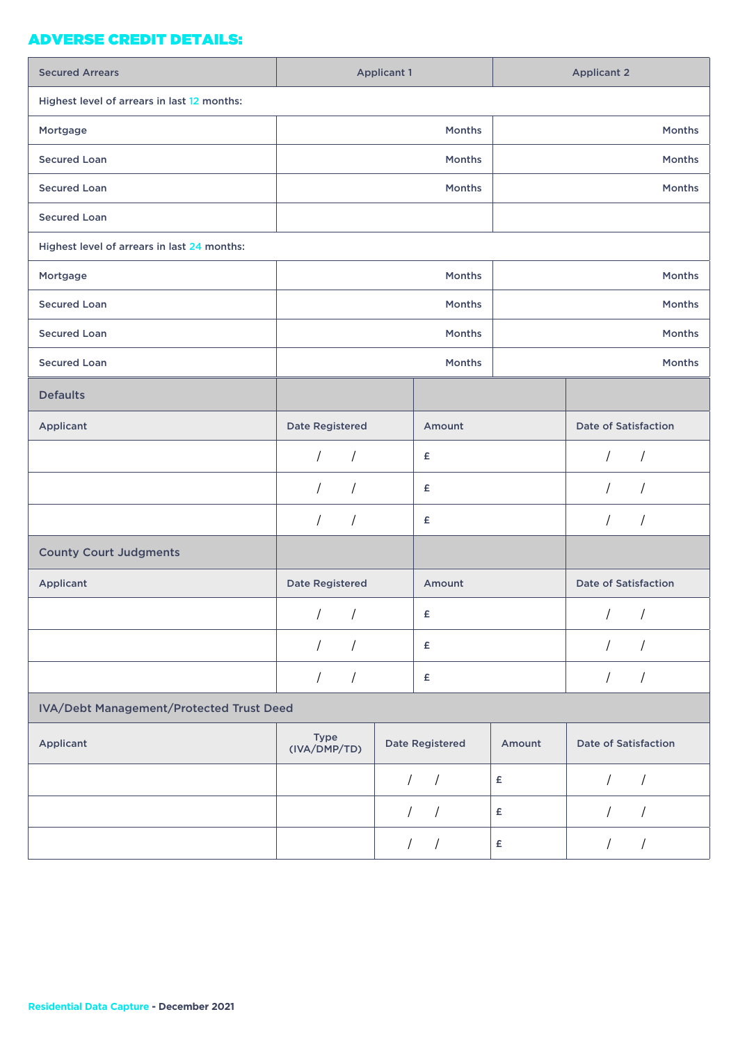## ADVERSE CREDIT DETAILS:

| Secured Arrears | Applicant 1 | Applicant 2 |
|---|---|---|
| Highest level of arrears in last 12 months: | | |
| Mortgage | Months | Months |
| Secured Loan | Months | Months |
| Secured Loan | Months | Months |
| Secured Loan | | |
| Highest level of arrears in last 24 months: | | |
| Mortgage | Months | Months |
| Secured Loan | Months | Months |
| Secured Loan | Months | Months |
| Secured Loan | Months | Months |

| Defaults | | | |
|---|---|---|---|
| Applicant | Date Registered | Amount | Date of Satisfaction |
| | / / | £ | / / |
| | / / | £ | / / |
| | / / | £ | / / |

| County Court Judgments | | | |
|---|---|---|---|
| Applicant | Date Registered | Amount | Date of Satisfaction |
| | / / | £ | / / |
| | / / | £ | / / |
| | / / | £ | / / |

| IVA/Debt Management/Protected Trust Deed | | | | |
|---|---|---|---|---|
| Applicant | Type (IVA/DMP/TD) | Date Registered | Amount | Date of Satisfaction |
| | | / / | £ | / / |
| | | / / | £ | / / |
| | | / / | £ | / / |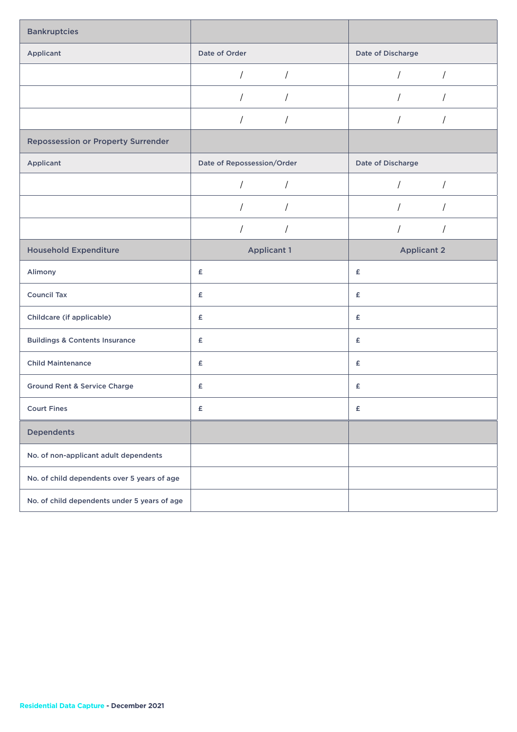| Bankruptcies | | |
|---|---|---|
| Applicant | Date of Order | Date of Discharge |
| | / / | / / |
| | / / | / / |
| | / / | / / |

| Repossession or Property Surrender | | |
|---|---|---|
| Applicant | Date of Repossession/Order | Date of Discharge |
| | / / | / / |
| | / / | / / |
| | / / | / / |

| Household Expenditure | Applicant 1 | Applicant 2 |
|---|---|---|
| Alimony | £ | £ |
| Council Tax | £ | £ |
| Childcare (if applicable) | £ | £ |
| Buildings & Contents Insurance | £ | £ |
| Child Maintenance | £ | £ |
| Ground Rent & Service Charge | £ | £ |
| Court Fines | £ | £ |

| Dependents | | |
|---|---|---|
| No. of non-applicant adult dependents | | |
| No. of child dependents over 5 years of age | | |
| No. of child dependents under 5 years of age | | |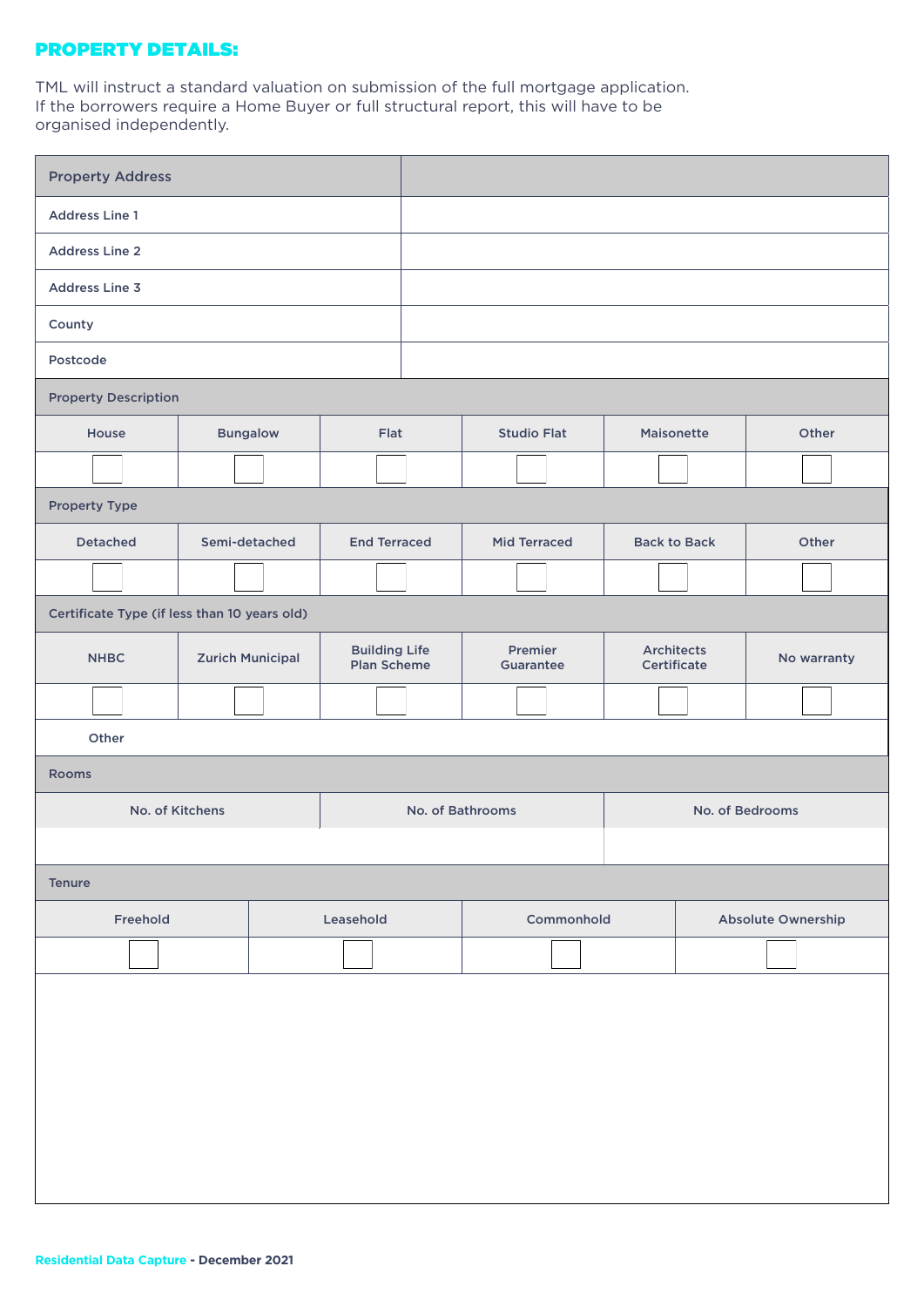## PROPERTY DETAILS:

TML will instruct a standard valuation on submission of the full mortgage application. If the borrowers require a Home Buyer or full structural report, this will have to be organised independently.

| Property Address | |
|---|---|
| Address Line 1 | |
| Address Line 2 | |
| Address Line 3 | |
| County | |
| Postcode | |

**Property Description**

| House | Bungalow | Flat | Studio Flat | Maisonette | Other |
|---|---|---|---|---|---|
| ☐ | ☐ | ☐ | ☐ | ☐ | ☐ |

**Property Type**

| Detached | Semi-detached | End Terraced | Mid Terraced | Back to Back | Other |
|---|---|---|---|---|---|
| ☐ | ☐ | ☐ | ☐ | ☐ | ☐ |

**Certificate Type (if less than 10 years old)**

| NHBC | Zurich Municipal | Building Life Plan Scheme | Premier Guarantee | Architects Certificate | No warranty |
|---|---|---|---|---|---|
| ☐ | ☐ | ☐ | ☐ | ☐ | ☐ |
| Other | | | | | |

**Rooms**

| No. of Kitchens | No. of Bathrooms | No. of Bedrooms |
|---|---|---|
| | | |

**Tenure**

| Freehold | Leasehold | Commonhold | Absolute Ownership |
|---|---|---|---|
| ☐ | ☐ | ☐ | ☐ |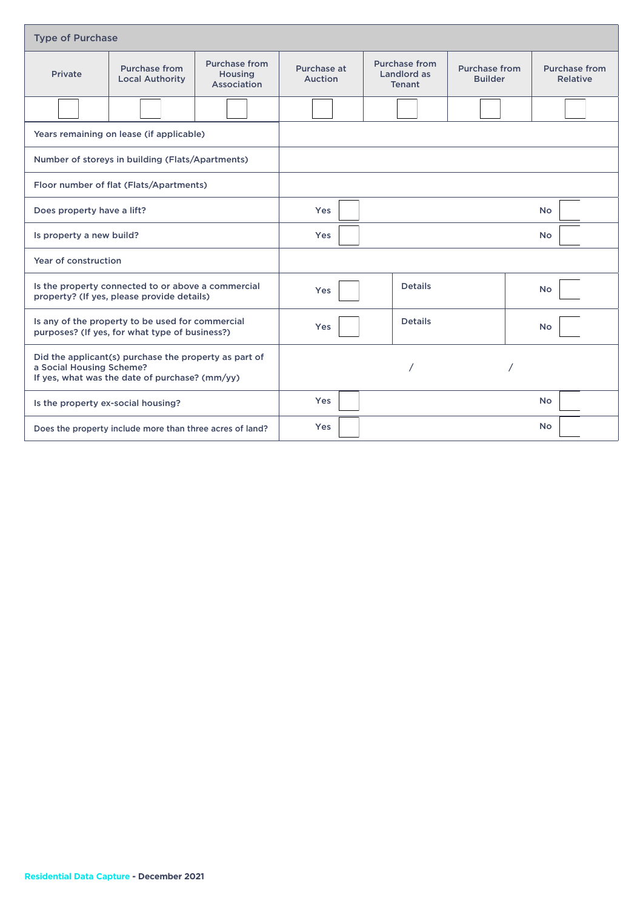## Type of Purchase

| Private | Purchase from Local Authority | Purchase from Housing Association | Purchase at Auction | Purchase from Landlord as Tenant | Purchase from Builder | Purchase from Relative |
|---|---|---|---|---|---|---|
| ☐ | ☐ | ☐ | ☐ | ☐ | ☐ | ☐ |

| | | | | |
|---|---|---|---|---|
| Years remaining on lease (if applicable) | | | | |
| Number of storeys in building (Flats/Apartments) | | | | |
| Floor number of flat (Flats/Apartments) | | | | |
| Does property have a lift? | Yes ☐ | | | No ☐ |
| Is property a new build? | Yes ☐ | | | No ☐ |
| Year of construction | | | | |
| Is the property connected to or above a commercial property? (If yes, please provide details) | Yes ☐ | Details | | No ☐ |
| Is any of the property to be used for commercial purposes? (If yes, for what type of business?) | Yes ☐ | Details | | No ☐ |
| Did the applicant(s) purchase the property as part of a Social Housing Scheme? If yes, what was the date of purchase? (mm/yy) | / | | / | |
| Is the property ex-social housing? | Yes ☐ | | | No ☐ |
| Does the property include more than three acres of land? | Yes ☐ | | | No ☐ |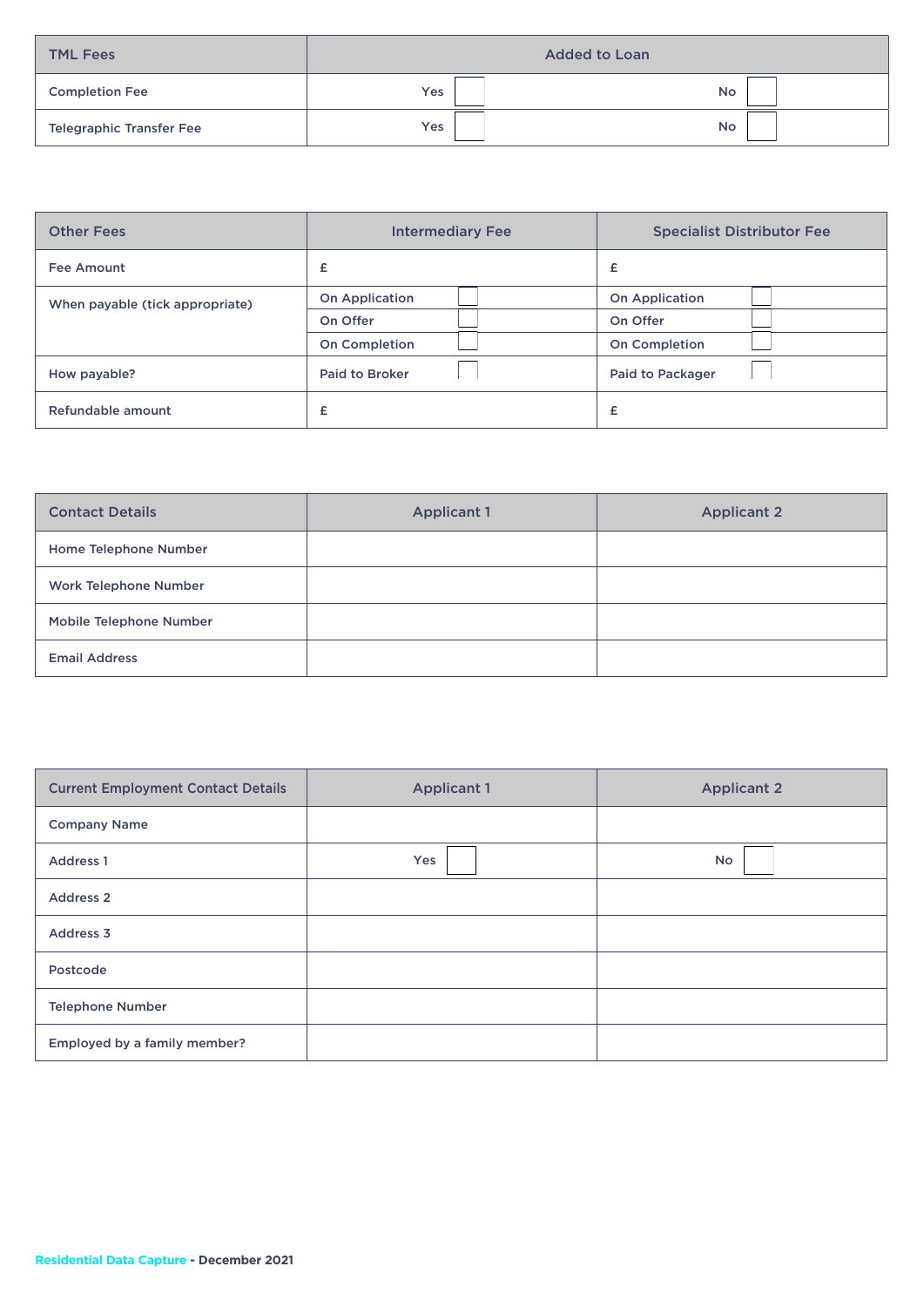| TML Fees | Added to Loan | |
|---|---|---|
| Completion Fee | Yes ☐ | No ☐ |
| Telegraphic Transfer Fee | Yes ☐ | No ☐ |

| Other Fees | Intermediary Fee | Specialist Distributor Fee |
|---|---|---|
| Fee Amount | £ | £ |
| When payable (tick appropriate) | On Application ☐ | On Application ☐ |
| | On Offer ☐ | On Offer ☐ |
| | On Completion ☐ | On Completion ☐ |
| How payable? | Paid to Broker ☐ | Paid to Packager ☐ |
| Refundable amount | £ | £ |

| Contact Details | Applicant 1 | Applicant 2 |
|---|---|---|
| Home Telephone Number | | |
| Work Telephone Number | | |
| Mobile Telephone Number | | |
| Email Address | | |

| Current Employment Contact Details | Applicant 1 | Applicant 2 |
|---|---|---|
| Company Name | | |
| Address 1 | Yes ☐ | No ☐ |
| Address 2 | | |
| Address 3 | | |
| Postcode | | |
| Telephone Number | | |
| Employed by a family member? | | |

Residential Data Capture - December 2021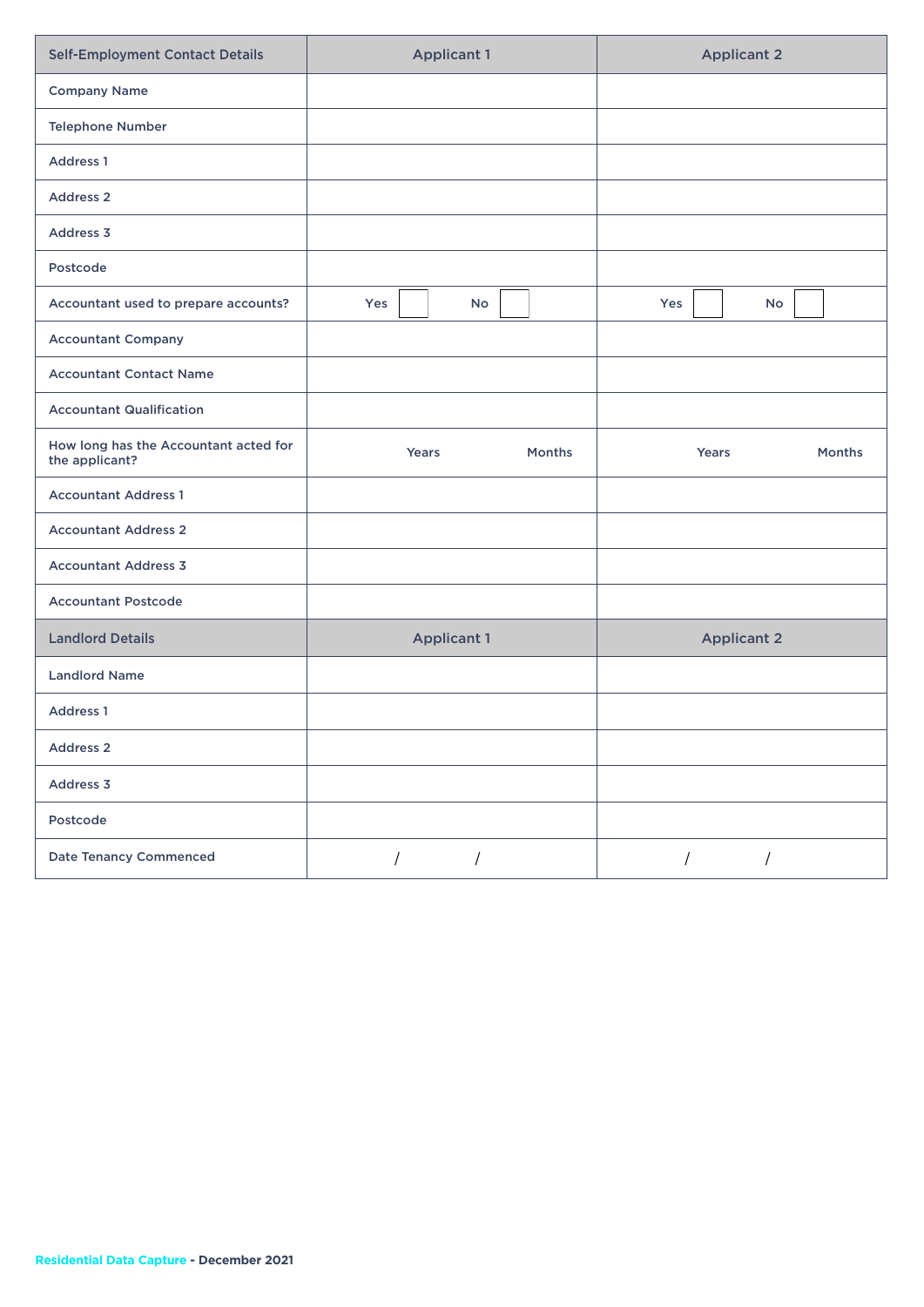| Self-Employment Contact Details | Applicant 1 | Applicant 2 |
|---|---|---|
| Company Name | | |
| Telephone Number | | |
| Address 1 | | |
| Address 2 | | |
| Address 3 | | |
| Postcode | | |
| Accountant used to prepare accounts? | Yes ☐ No ☐ | Yes ☐ No ☐ |
| Accountant Company | | |
| Accountant Contact Name | | |
| Accountant Qualification | | |
| How long has the Accountant acted for the applicant? | Years Months | Years Months |
| Accountant Address 1 | | |
| Accountant Address 2 | | |
| Accountant Address 3 | | |
| Accountant Postcode | | |

| Landlord Details | Applicant 1 | Applicant 2 |
|---|---|---|
| Landlord Name | | |
| Address 1 | | |
| Address 2 | | |
| Address 3 | | |
| Postcode | | |
| Date Tenancy Commenced | / / | / / |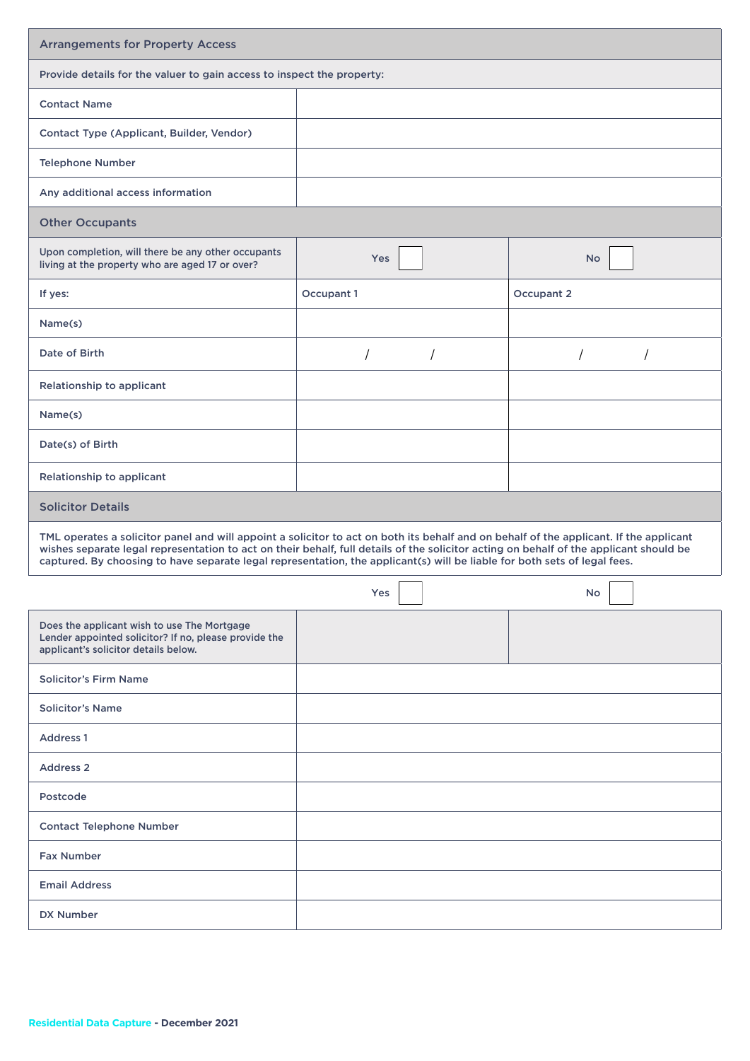## Arrangements for Property Access

| Provide details for the valuer to gain access to inspect the property: | |
|---|---|
| Contact Name | |
| Contact Type (Applicant, Builder, Vendor) | |
| Telephone Number | |
| Any additional access information | |

## Other Occupants

| Upon completion, will there be any other occupants living at the property who are aged 17 or over? | Yes ☐ | No ☐ |
|---|---|---|
| If yes: | Occupant 1 | Occupant 2 |
| Name(s) | | |
| Date of Birth | / / | / / |
| Relationship to applicant | | |
| Name(s) | | |
| Date(s) of Birth | | |
| Relationship to applicant | | |

## Solicitor Details

TML operates a solicitor panel and will appoint a solicitor to act on both its behalf and on behalf of the applicant. If the applicant wishes separate legal representation to act on their behalf, full details of the solicitor acting on behalf of the applicant should be captured. By choosing to have separate legal representation, the applicant(s) will be liable for both sets of legal fees.

| | Yes ☐ | No ☐ |
|---|---|---|
| Does the applicant wish to use The Mortgage Lender appointed solicitor? If no, please provide the applicant's solicitor details below. | | |
| Solicitor's Firm Name | | |
| Solicitor's Name | | |
| Address 1 | | |
| Address 2 | | |
| Postcode | | |
| Contact Telephone Number | | |
| Fax Number | | |
| Email Address | | |
| DX Number | | |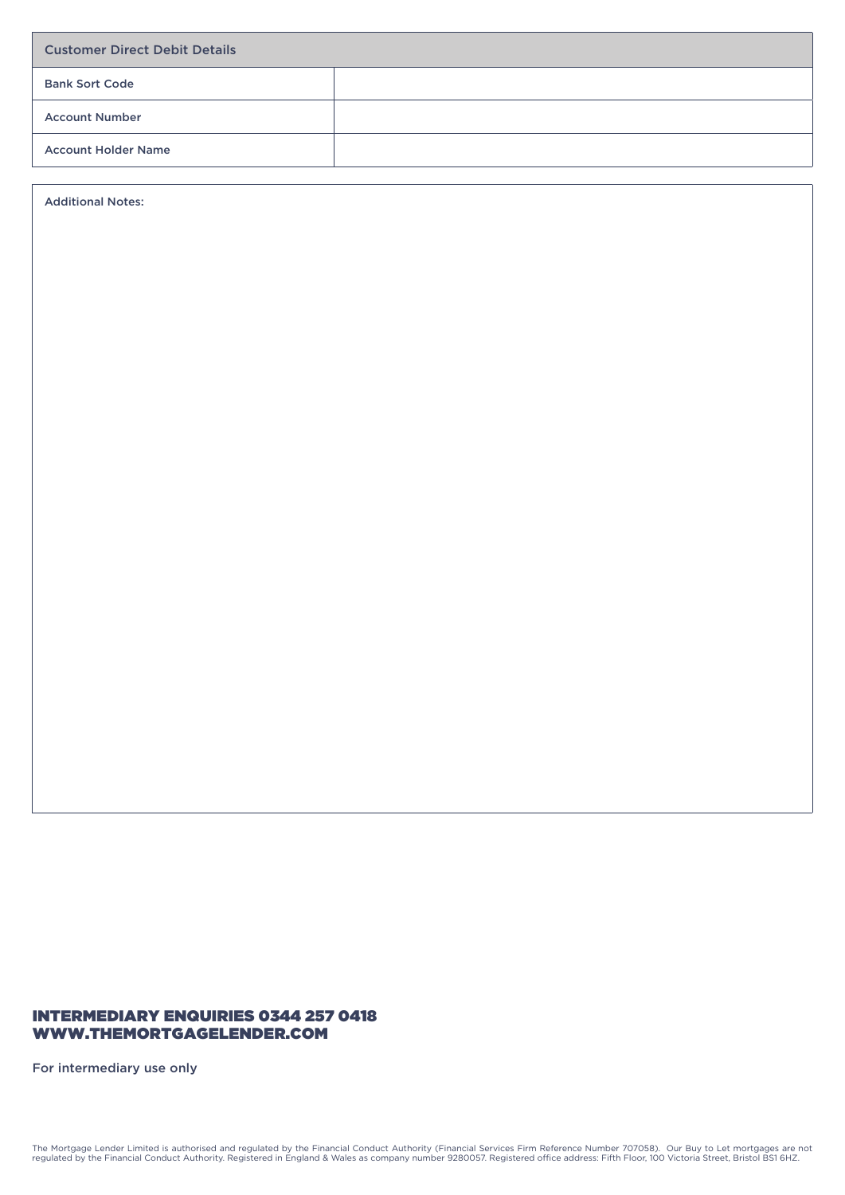| Customer Direct Debit Details | |
|---|---|
| Bank Sort Code | |
| Account Number | |
| Account Holder Name | |

Additional Notes:

**INTERMEDIARY ENQUIRIES 0344 257 0418**
**WWW.THEMORTGAGELENDER.COM**

For intermediary use only

The Mortgage Lender Limited is authorised and regulated by the Financial Conduct Authority (Financial Services Firm Reference Number 707058). Our Buy to Let mortgages are not regulated by the Financial Conduct Authority. Registered in England & Wales as company number 9280057. Registered office address: Fifth Floor, 100 Victoria Street, Bristol BS1 6HZ.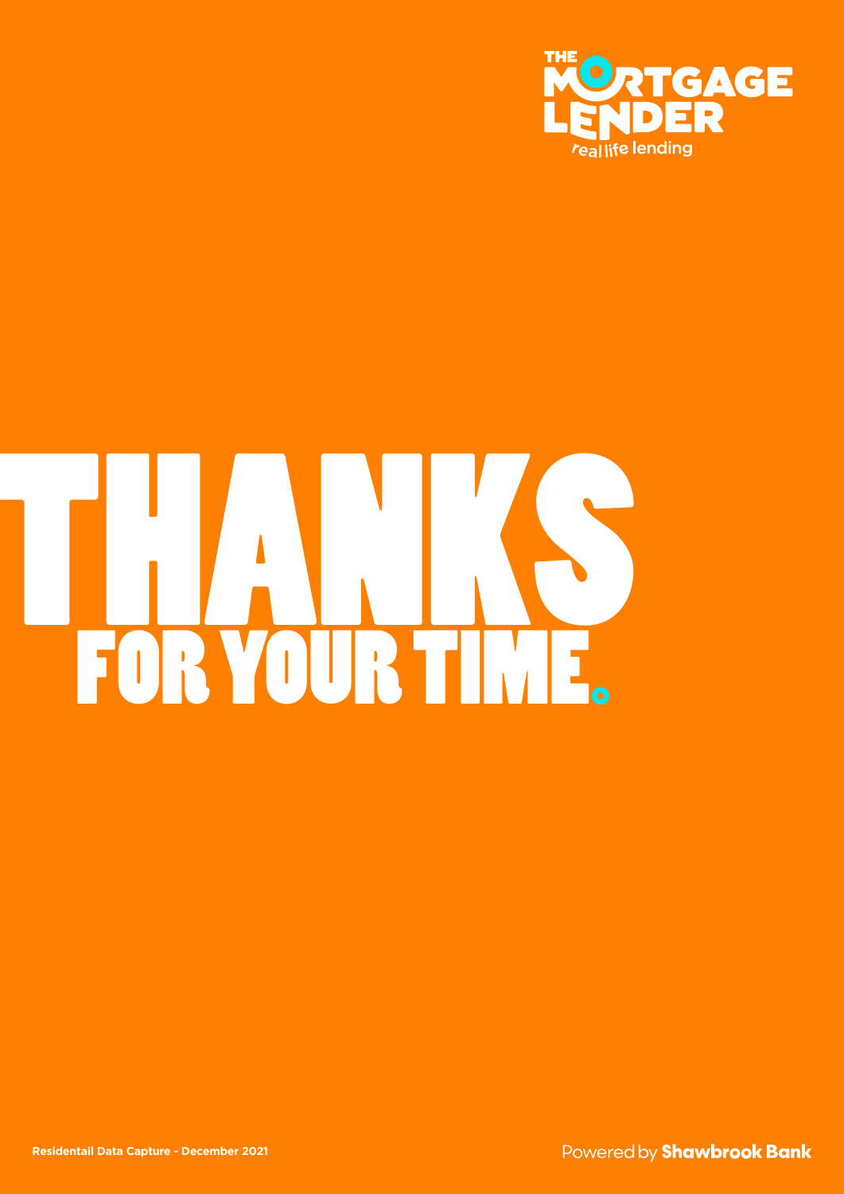THE MORTGAGE LENDER

real life lending

# THANKS

## FOR YOUR TIME.

**Residentail Data Capture - December 2021**

Powered by **Shawbrook Bank**